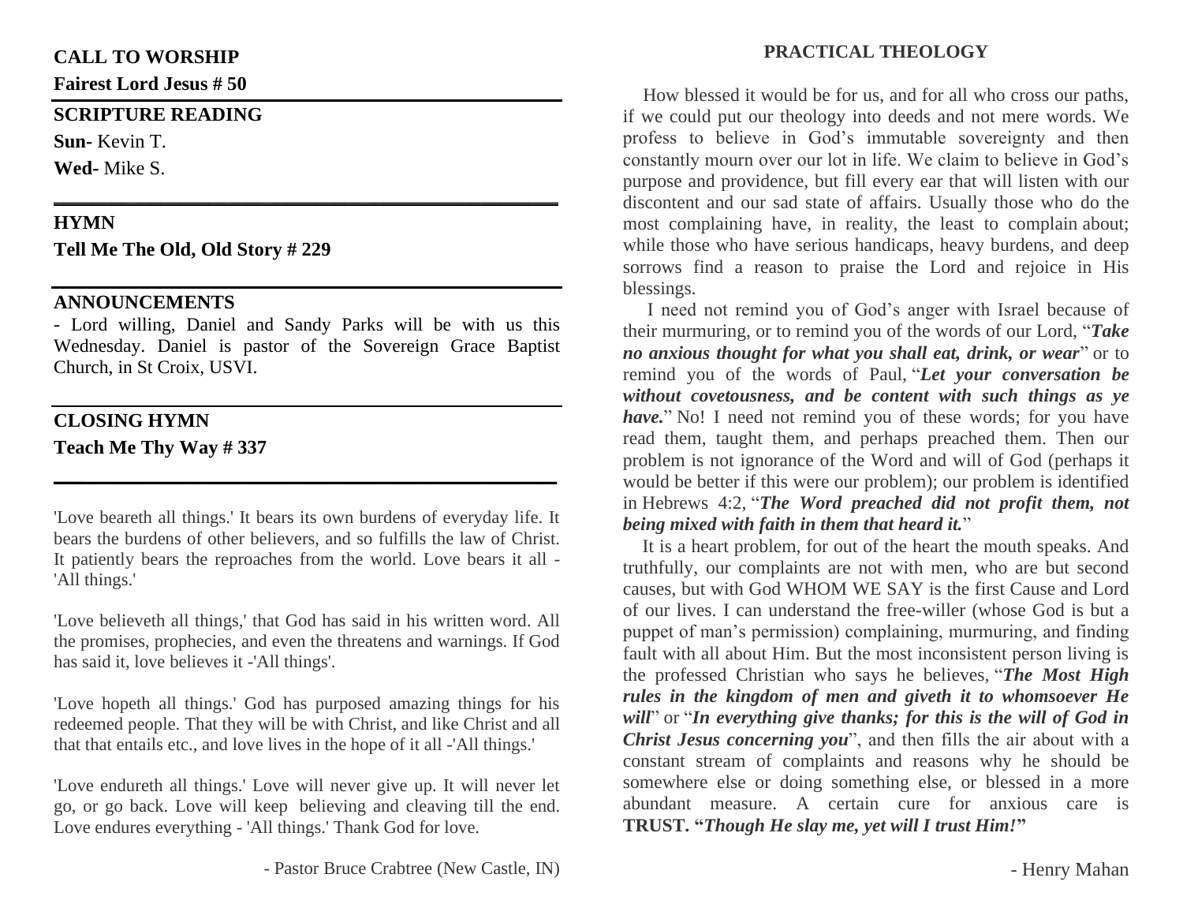## CALL TO WORSHIP

**Fairest Lord Jesus # 50**

---

## SCRIPTURE READING

**Sun-** Kevin T.

**Wed-** Mike S.

---

## HYMN

**Tell Me The Old, Old Story # 229**

---

## ANNOUNCEMENTS

- Lord willing, Daniel and Sandy Parks will be with us this Wednesday. Daniel is pastor of the Sovereign Grace Baptist Church, in St Croix, USVI.

---

## CLOSING HYMN

**Teach Me Thy Way # 337**

---

'Love beareth all things.' It bears its own burdens of everyday life. It bears the burdens of other believers, and so fulfills the law of Christ. It patiently bears the reproaches from the world. Love bears it all - 'All things.'

'Love believeth all things,' that God has said in his written word. All the promises, prophecies, and even the threatens and warnings. If God has said it, love believes it -'All things'.

'Love hopeth all things.' God has purposed amazing things for his redeemed people. That they will be with Christ, and like Christ and all that that entails etc., and love lives in the hope of it all -'All things.'

'Love endureth all things.' Love will never give up. It will never let go, or go back. Love will keep believing and cleaving till the end. Love endures everything - 'All things.' Thank God for love.

- Pastor Bruce Crabtree (New Castle, IN)

## PRACTICAL THEOLOGY

How blessed it would be for us, and for all who cross our paths, if we could put our theology into deeds and not mere words. We profess to believe in God's immutable sovereignty and then constantly mourn over our lot in life. We claim to believe in God's purpose and providence, but fill every ear that will listen with our discontent and our sad state of affairs. Usually those who do the most complaining have, in reality, the least to complain about; while those who have serious handicaps, heavy burdens, and deep sorrows find a reason to praise the Lord and rejoice in His blessings.

I need not remind you of God's anger with Israel because of their murmuring, or to remind you of the words of our Lord, "***Take no anxious thought for what you shall eat, drink, or wear***" or to remind you of the words of Paul, "***Let your conversation be without covetousness, and be content with such things as ye have.***" No! I need not remind you of these words; for you have read them, taught them, and perhaps preached them. Then our problem is not ignorance of the Word and will of God (perhaps it would be better if this were our problem); our problem is identified in Hebrews 4:2, "***The Word preached did not profit them, not being mixed with faith in them that heard it.***"

It is a heart problem, for out of the heart the mouth speaks. And truthfully, our complaints are not with men, who are but second causes, but with God WHOM WE SAY is the first Cause and Lord of our lives. I can understand the free-willer (whose God is but a puppet of man's permission) complaining, murmuring, and finding fault with all about Him. But the most inconsistent person living is the professed Christian who says he believes, "***The Most High rules in the kingdom of men and giveth it to whomsoever He will***" or "***In everything give thanks; for this is the will of God in Christ Jesus concerning you***", and then fills the air about with a constant stream of complaints and reasons why he should be somewhere else or doing something else, or blessed in a more abundant measure. A certain cure for anxious care is **TRUST. "*Though He slay me, yet will I trust Him!*"**

- Henry Mahan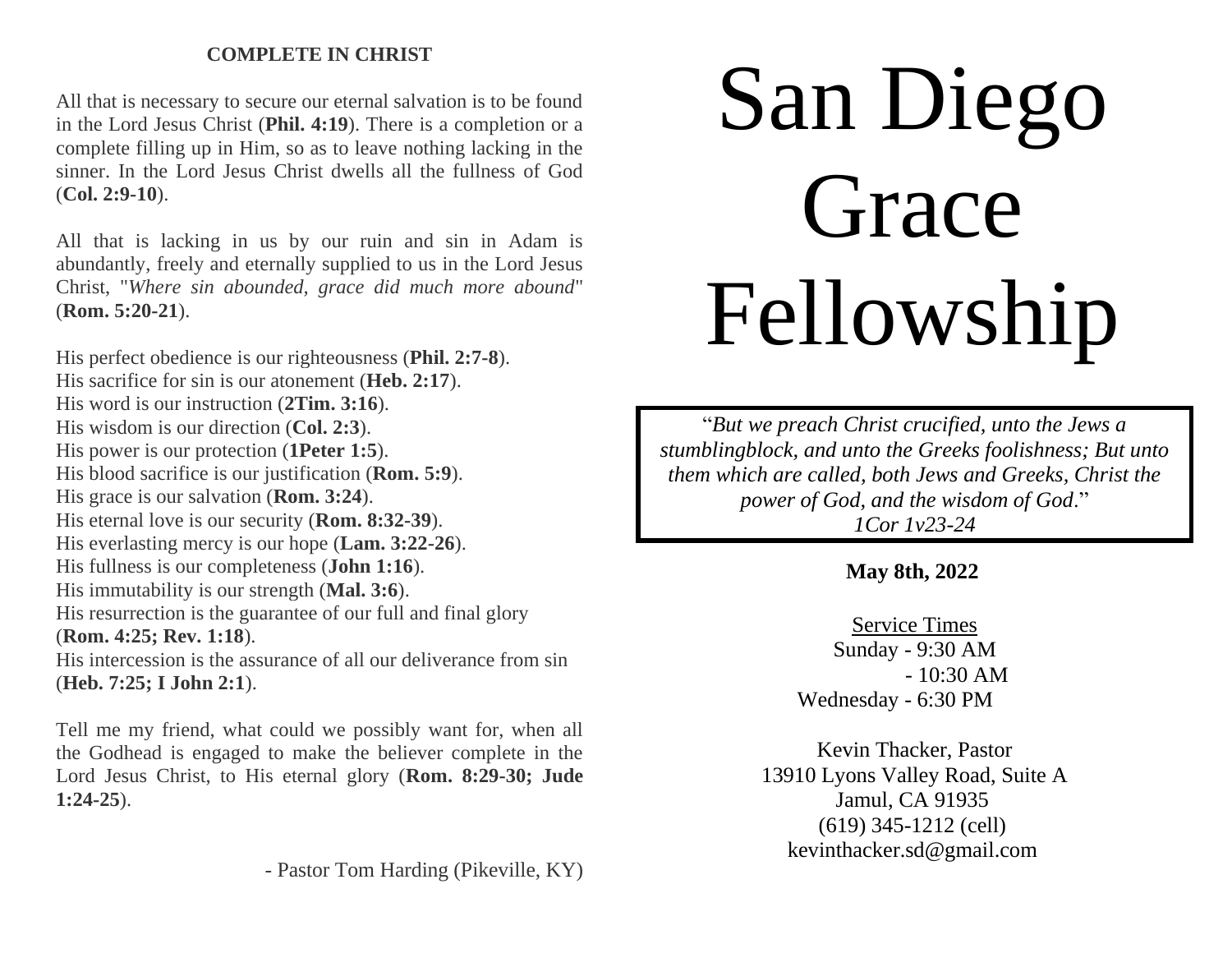## COMPLETE IN CHRIST

All that is necessary to secure our eternal salvation is to be found in the Lord Jesus Christ (**Phil. 4:19**). There is a completion or a complete filling up in Him, so as to leave nothing lacking in the sinner. In the Lord Jesus Christ dwells all the fullness of God (**Col. 2:9-10**).

All that is lacking in us by our ruin and sin in Adam is abundantly, freely and eternally supplied to us in the Lord Jesus Christ, "*Where sin abounded, grace did much more abound*" (**Rom. 5:20-21**).

His perfect obedience is our righteousness (**Phil. 2:7-8**).
His sacrifice for sin is our atonement (**Heb. 2:17**).
His word is our instruction (**2Tim. 3:16**).
His wisdom is our direction (**Col. 2:3**).
His power is our protection (**1Peter 1:5**).
His blood sacrifice is our justification (**Rom. 5:9**).
His grace is our salvation (**Rom. 3:24**).
His eternal love is our security (**Rom. 8:32-39**).
His everlasting mercy is our hope (**Lam. 3:22-26**).
His fullness is our completeness (**John 1:16**).
His immutability is our strength (**Mal. 3:6**).
His resurrection is the guarantee of our full and final glory (**Rom. 4:25; Rev. 1:18**).
His intercession is the assurance of all our deliverance from sin (**Heb. 7:25; I John 2:1**).

Tell me my friend, what could we possibly want for, when all the Godhead is engaged to make the believer complete in the Lord Jesus Christ, to His eternal glory (**Rom. 8:29-30; Jude 1:24-25**).

- Pastor Tom Harding (Pikeville, KY)

# San Diego Grace Fellowship

"*But we preach Christ crucified, unto the Jews a stumblingblock, and unto the Greeks foolishness; But unto them which are called, both Jews and Greeks, Christ the power of God, and the wisdom of God*."
*1Cor 1v23-24*

**May 8th, 2022**

Service Times
Sunday - 9:30 AM
- 10:30 AM
Wednesday - 6:30 PM

Kevin Thacker, Pastor
13910 Lyons Valley Road, Suite A
Jamul, CA 91935
(619) 345-1212 (cell)
kevinthacker.sd@gmail.com